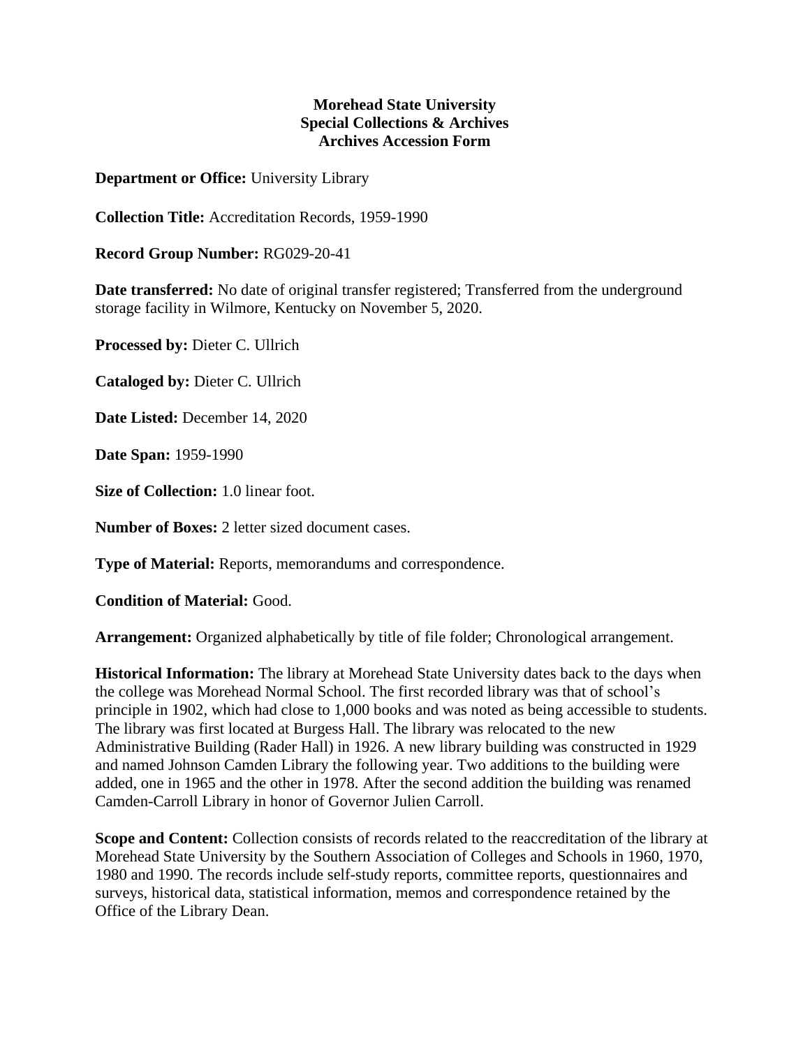**Morehead State University**
**Special Collections & Archives**
**Archives Accession Form**

**Department or Office:** University Library

**Collection Title:** Accreditation Records, 1959-1990

**Record Group Number:** RG029-20-41

**Date transferred:** No date of original transfer registered; Transferred from the underground storage facility in Wilmore, Kentucky on November 5, 2020.

**Processed by:** Dieter C. Ullrich

**Cataloged by:** Dieter C. Ullrich

**Date Listed:** December 14, 2020

**Date Span:** 1959-1990

**Size of Collection:** 1.0 linear foot.

**Number of Boxes:** 2 letter sized document cases.

**Type of Material:** Reports, memorandums and correspondence.

**Condition of Material:** Good.

**Arrangement:** Organized alphabetically by title of file folder; Chronological arrangement.

**Historical Information:** The library at Morehead State University dates back to the days when the college was Morehead Normal School. The first recorded library was that of school's principle in 1902, which had close to 1,000 books and was noted as being accessible to students. The library was first located at Burgess Hall. The library was relocated to the new Administrative Building (Rader Hall) in 1926. A new library building was constructed in 1929 and named Johnson Camden Library the following year. Two additions to the building were added, one in 1965 and the other in 1978. After the second addition the building was renamed Camden-Carroll Library in honor of Governor Julien Carroll.

**Scope and Content:** Collection consists of records related to the reaccreditation of the library at Morehead State University by the Southern Association of Colleges and Schools in 1960, 1970, 1980 and 1990. The records include self-study reports, committee reports, questionnaires and surveys, historical data, statistical information, memos and correspondence retained by the Office of the Library Dean.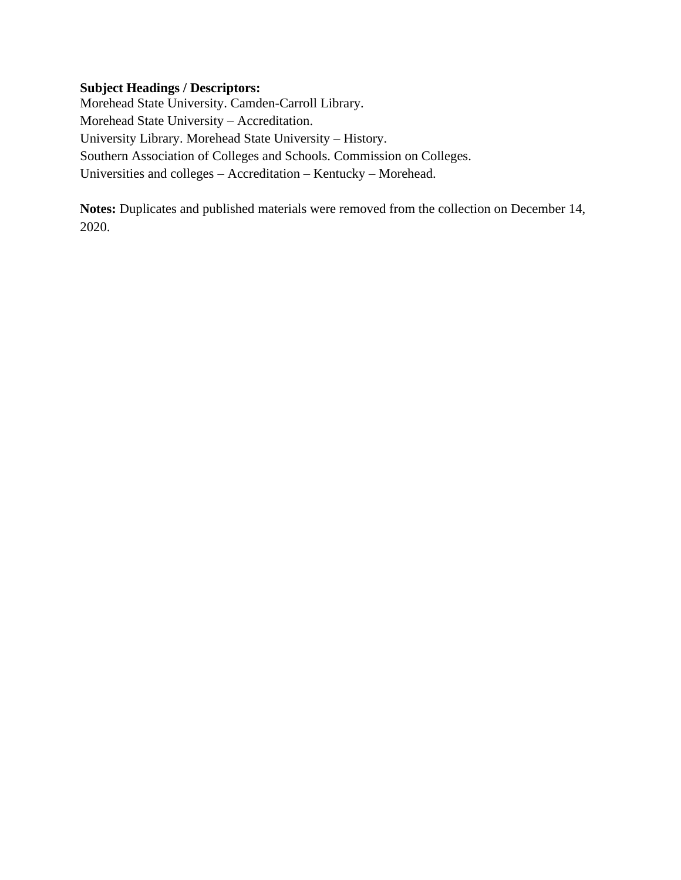**Subject Headings / Descriptors:**
Morehead State University. Camden-Carroll Library.
Morehead State University – Accreditation.
University Library. Morehead State University – History.
Southern Association of Colleges and Schools. Commission on Colleges.
Universities and colleges – Accreditation – Kentucky – Morehead.

**Notes:** Duplicates and published materials were removed from the collection on December 14, 2020.